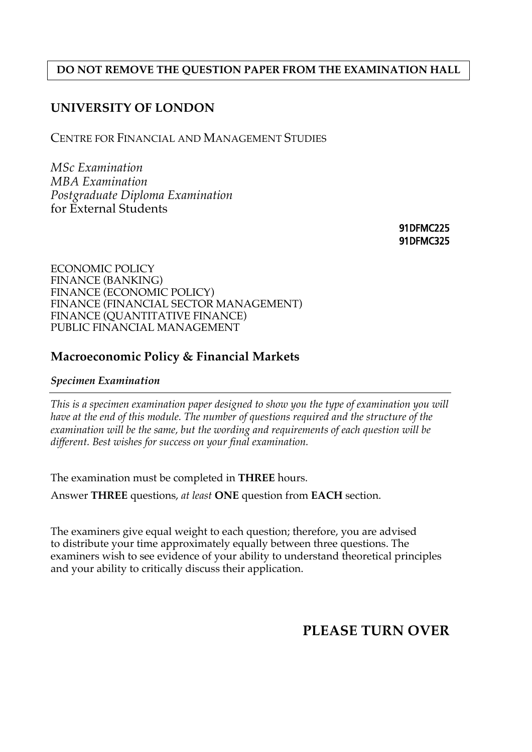**DO NOT REMOVE THE QUESTION PAPER FROM THE EXAMINATION HALL**

## UNIVERSITY OF LONDON

CENTRE FOR FINANCIAL AND MANAGEMENT STUDIES

*MSc Examination*
*MBA Examination*
*Postgraduate Diploma Examination*
for External Students

**91DFMC225**
**91DFMC325**

ECONOMIC POLICY
FINANCE (BANKING)
FINANCE (ECONOMIC POLICY)
FINANCE (FINANCIAL SECTOR MANAGEMENT)
FINANCE (QUANTITATIVE FINANCE)
PUBLIC FINANCIAL MANAGEMENT

## Macroeconomic Policy & Financial Markets

***Specimen Examination***

*This is a specimen examination paper designed to show you the type of examination you will have at the end of this module. The number of questions required and the structure of the examination will be the same, but the wording and requirements of each question will be different. Best wishes for success on your final examination.*

The examination must be completed in **THREE** hours.

Answer **THREE** questions, *at least* **ONE** question from **EACH** section.

The examiners give equal weight to each question; therefore, you are advised to distribute your time approximately equally between three questions. The examiners wish to see evidence of your ability to understand theoretical principles and your ability to critically discuss their application.

**PLEASE TURN OVER**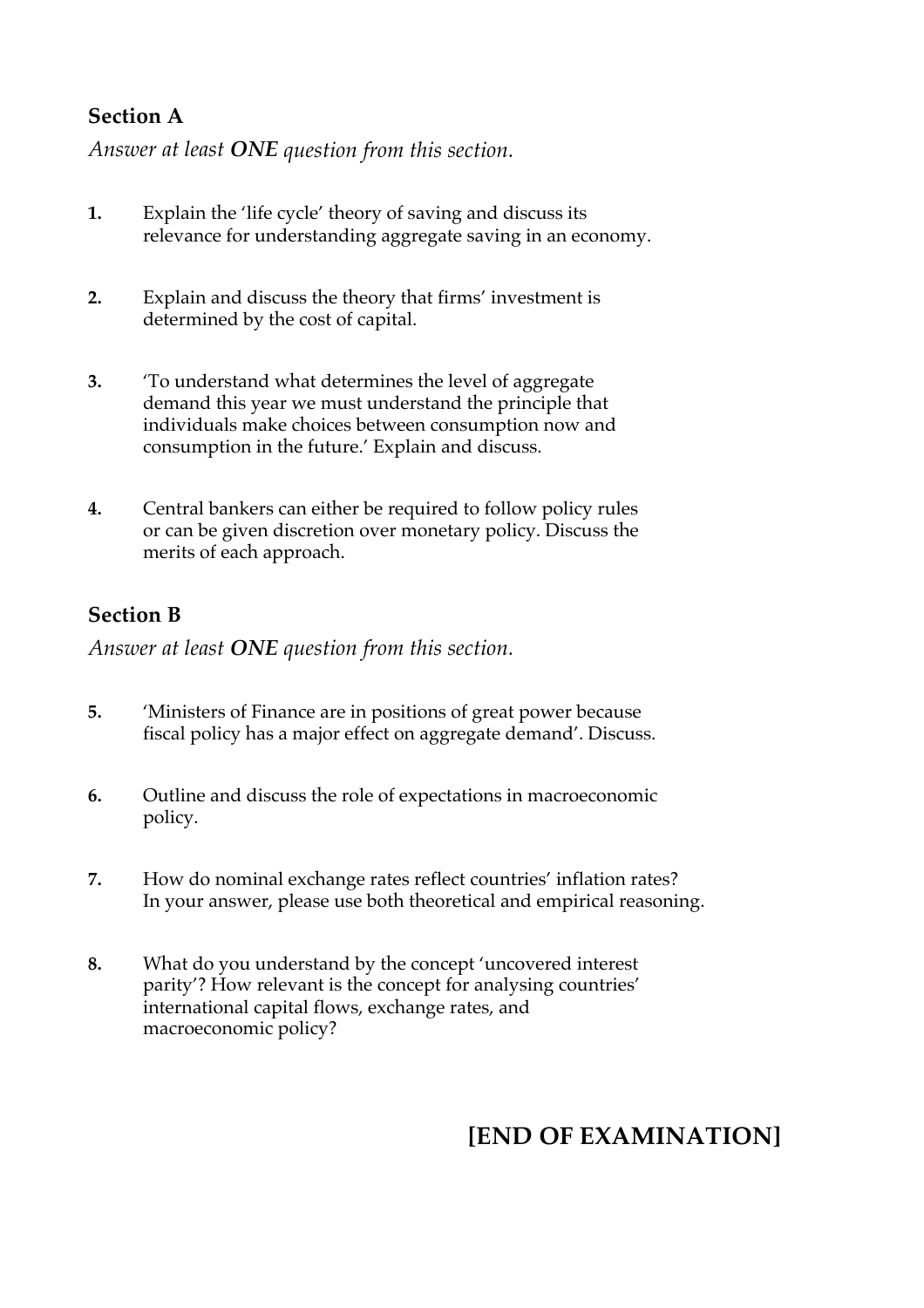## Section A

*Answer at least **ONE** question from this section.*

1. Explain the 'life cycle' theory of saving and discuss its relevance for understanding aggregate saving in an economy.

2. Explain and discuss the theory that firms' investment is determined by the cost of capital.

3. 'To understand what determines the level of aggregate demand this year we must understand the principle that individuals make choices between consumption now and consumption in the future.' Explain and discuss.

4. Central bankers can either be required to follow policy rules or can be given discretion over monetary policy. Discuss the merits of each approach.

## Section B

*Answer at least **ONE** question from this section.*

5. 'Ministers of Finance are in positions of great power because fiscal policy has a major effect on aggregate demand'. Discuss.

6. Outline and discuss the role of expectations in macroeconomic policy.

7. How do nominal exchange rates reflect countries' inflation rates? In your answer, please use both theoretical and empirical reasoning.

8. What do you understand by the concept 'uncovered interest parity'? How relevant is the concept for analysing countries' international capital flows, exchange rates, and macroeconomic policy?

**[END OF EXAMINATION]**